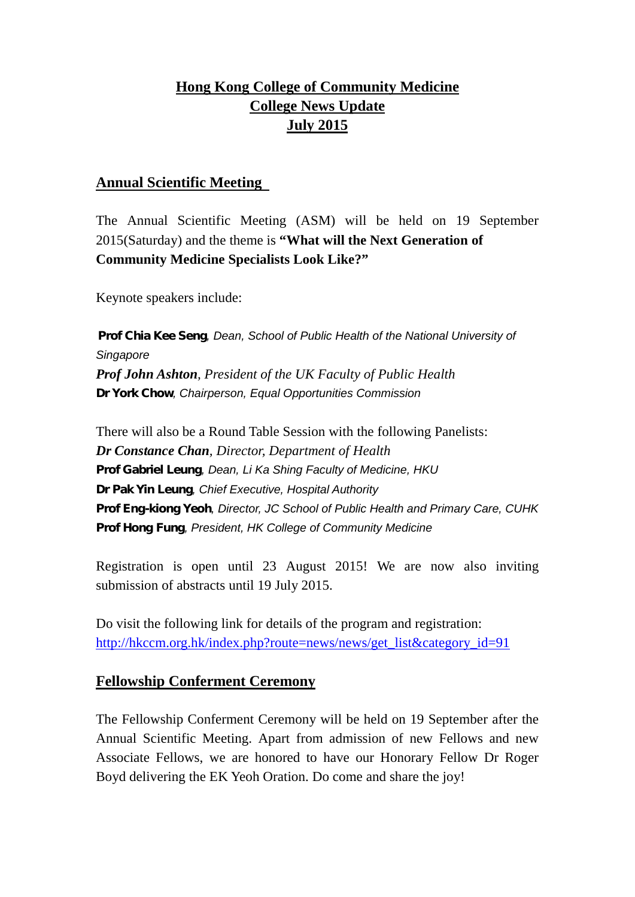# Hong Kong College of Community Medicine
# College News Update
# July 2015

## Annual Scientific Meeting

The Annual Scientific Meeting (ASM) will be held on 19 September 2015(Saturday) and the theme is **"What will the Next Generation of Community Medicine Specialists Look Like?"**

Keynote speakers include:

**Prof Chia Kee Seng**, *Dean, School of Public Health of the National University of Singapore*
***Prof John Ashton***, *President of the UK Faculty of Public Health*
**Dr York Chow**, *Chairperson, Equal Opportunities Commission*

There will also be a Round Table Session with the following Panelists:
***Dr Constance Chan***, *Director, Department of Health*
**Prof Gabriel Leung**, *Dean, Li Ka Shing Faculty of Medicine, HKU*
**Dr Pak Yin Leung**, *Chief Executive, Hospital Authority*
**Prof Eng-kiong Yeoh**, *Director, JC School of Public Health and Primary Care, CUHK*
**Prof Hong Fung**, *President, HK College of Community Medicine*

Registration is open until 23 August 2015! We are now also inviting submission of abstracts until 19 July 2015.

Do visit the following link for details of the program and registration:
http://hkccm.org.hk/index.php?route=news/news/get_list&category_id=91

## Fellowship Conferment Ceremony

The Fellowship Conferment Ceremony will be held on 19 September after the Annual Scientific Meeting. Apart from admission of new Fellows and new Associate Fellows, we are honored to have our Honorary Fellow Dr Roger Boyd delivering the EK Yeoh Oration. Do come and share the joy!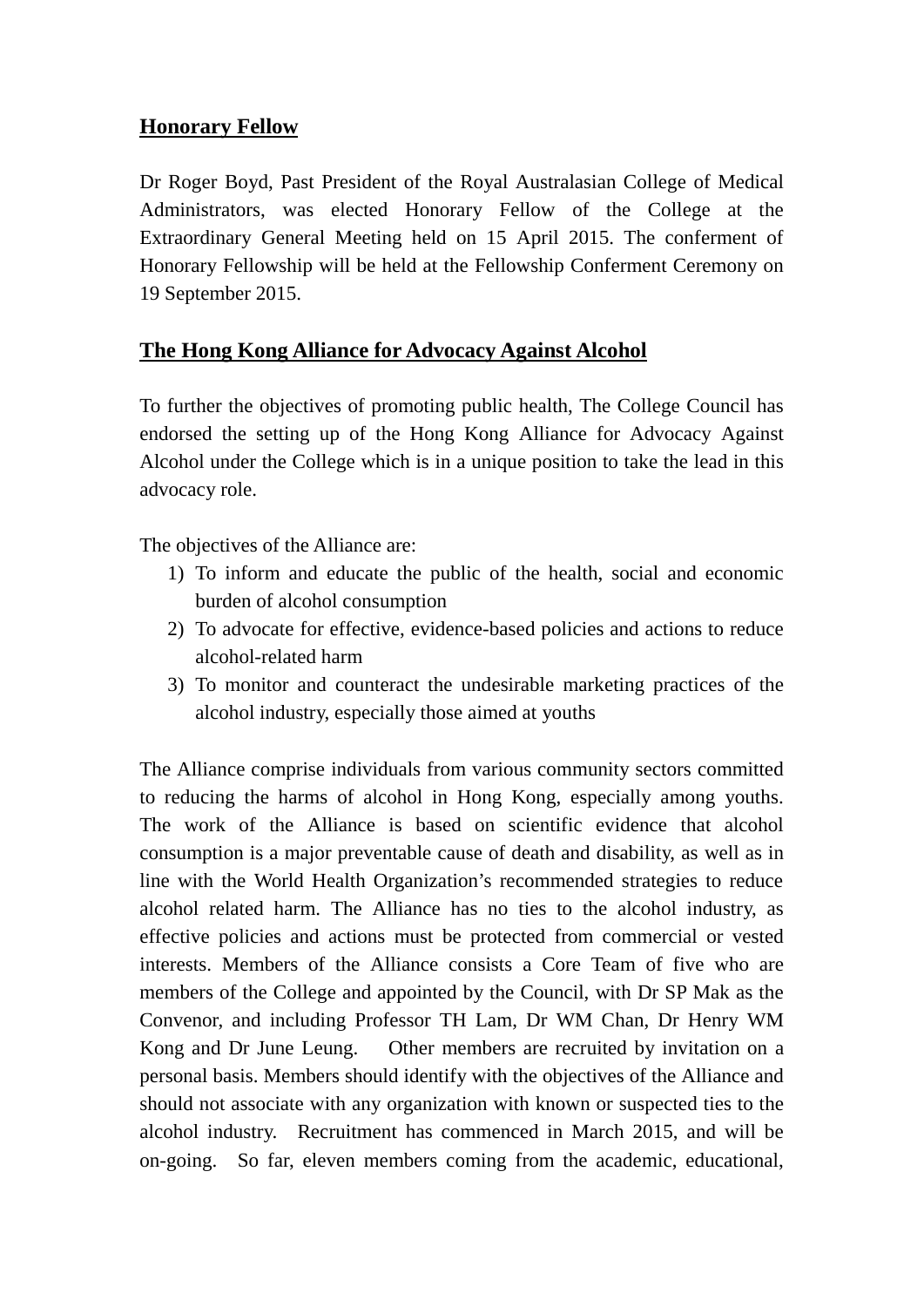## Honorary Fellow

Dr Roger Boyd, Past President of the Royal Australasian College of Medical Administrators, was elected Honorary Fellow of the College at the Extraordinary General Meeting held on 15 April 2015. The conferment of Honorary Fellowship will be held at the Fellowship Conferment Ceremony on 19 September 2015.

## The Hong Kong Alliance for Advocacy Against Alcohol

To further the objectives of promoting public health, The College Council has endorsed the setting up of the Hong Kong Alliance for Advocacy Against Alcohol under the College which is in a unique position to take the lead in this advocacy role.

The objectives of the Alliance are:

1) To inform and educate the public of the health, social and economic burden of alcohol consumption
2) To advocate for effective, evidence-based policies and actions to reduce alcohol-related harm
3) To monitor and counteract the undesirable marketing practices of the alcohol industry, especially those aimed at youths

The Alliance comprise individuals from various community sectors committed to reducing the harms of alcohol in Hong Kong, especially among youths. The work of the Alliance is based on scientific evidence that alcohol consumption is a major preventable cause of death and disability, as well as in line with the World Health Organization's recommended strategies to reduce alcohol related harm. The Alliance has no ties to the alcohol industry, as effective policies and actions must be protected from commercial or vested interests. Members of the Alliance consists a Core Team of five who are members of the College and appointed by the Council, with Dr SP Mak as the Convenor, and including Professor TH Lam, Dr WM Chan, Dr Henry WM Kong and Dr June Leung. Other members are recruited by invitation on a personal basis. Members should identify with the objectives of the Alliance and should not associate with any organization with known or suspected ties to the alcohol industry. Recruitment has commenced in March 2015, and will be on-going. So far, eleven members coming from the academic, educational,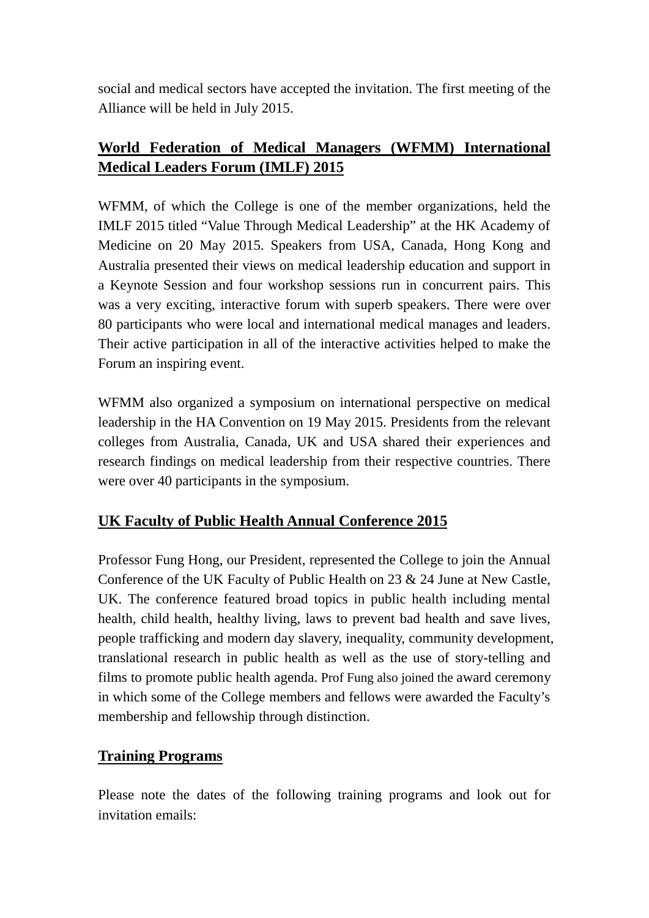social and medical sectors have accepted the invitation. The first meeting of the Alliance will be held in July 2015.

## World Federation of Medical Managers (WFMM) International Medical Leaders Forum (IMLF) 2015

WFMM, of which the College is one of the member organizations, held the IMLF 2015 titled "Value Through Medical Leadership" at the HK Academy of Medicine on 20 May 2015. Speakers from USA, Canada, Hong Kong and Australia presented their views on medical leadership education and support in a Keynote Session and four workshop sessions run in concurrent pairs. This was a very exciting, interactive forum with superb speakers. There were over 80 participants who were local and international medical manages and leaders. Their active participation in all of the interactive activities helped to make the Forum an inspiring event.

WFMM also organized a symposium on international perspective on medical leadership in the HA Convention on 19 May 2015. Presidents from the relevant colleges from Australia, Canada, UK and USA shared their experiences and research findings on medical leadership from their respective countries. There were over 40 participants in the symposium.

## UK Faculty of Public Health Annual Conference 2015

Professor Fung Hong, our President, represented the College to join the Annual Conference of the UK Faculty of Public Health on 23 & 24 June at New Castle, UK. The conference featured broad topics in public health including mental health, child health, healthy living, laws to prevent bad health and save lives, people trafficking and modern day slavery, inequality, community development, translational research in public health as well as the use of story-telling and films to promote public health agenda. Prof Fung also joined the award ceremony in which some of the College members and fellows were awarded the Faculty's membership and fellowship through distinction.

## Training Programs

Please note the dates of the following training programs and look out for invitation emails: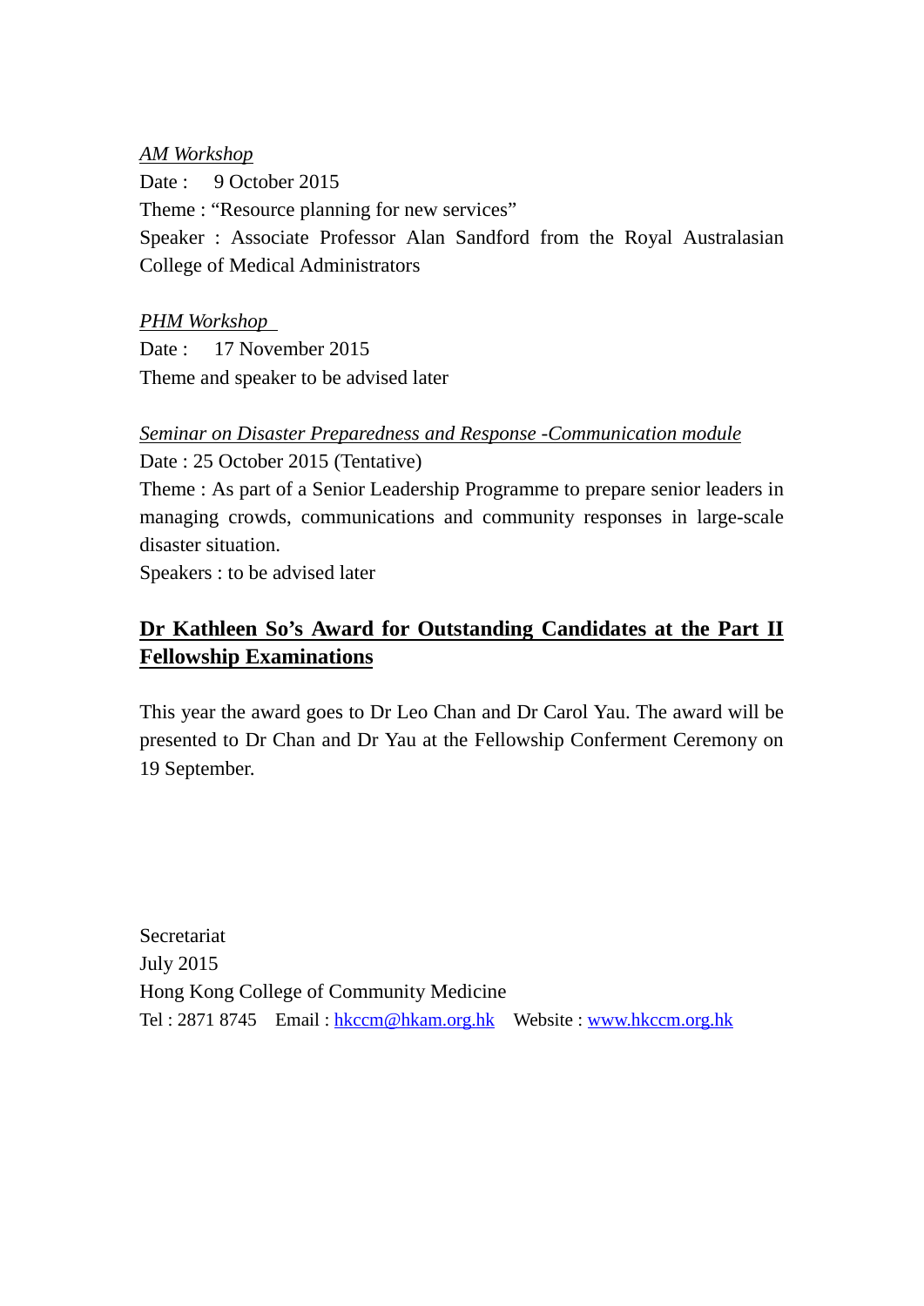*AM Workshop*

Date : 9 October 2015

Theme : “Resource planning for new services”

Speaker : Associate Professor Alan Sandford from the Royal Australasian College of Medical Administrators

*PHM Workshop*

Date : 17 November 2015

Theme and speaker to be advised later

*Seminar on Disaster Preparedness and Response -Communication module*

Date : 25 October 2015 (Tentative)

Theme : As part of a Senior Leadership Programme to prepare senior leaders in managing crowds, communications and community responses in large-scale disaster situation.

Speakers : to be advised later

## Dr Kathleen So’s Award for Outstanding Candidates at the Part II Fellowship Examinations

This year the award goes to Dr Leo Chan and Dr Carol Yau. The award will be presented to Dr Chan and Dr Yau at the Fellowship Conferment Ceremony on 19 September.

Secretariat
July 2015
Hong Kong College of Community Medicine
Tel : 2871 8745 Email : hkccm@hkam.org.hk Website : www.hkccm.org.hk